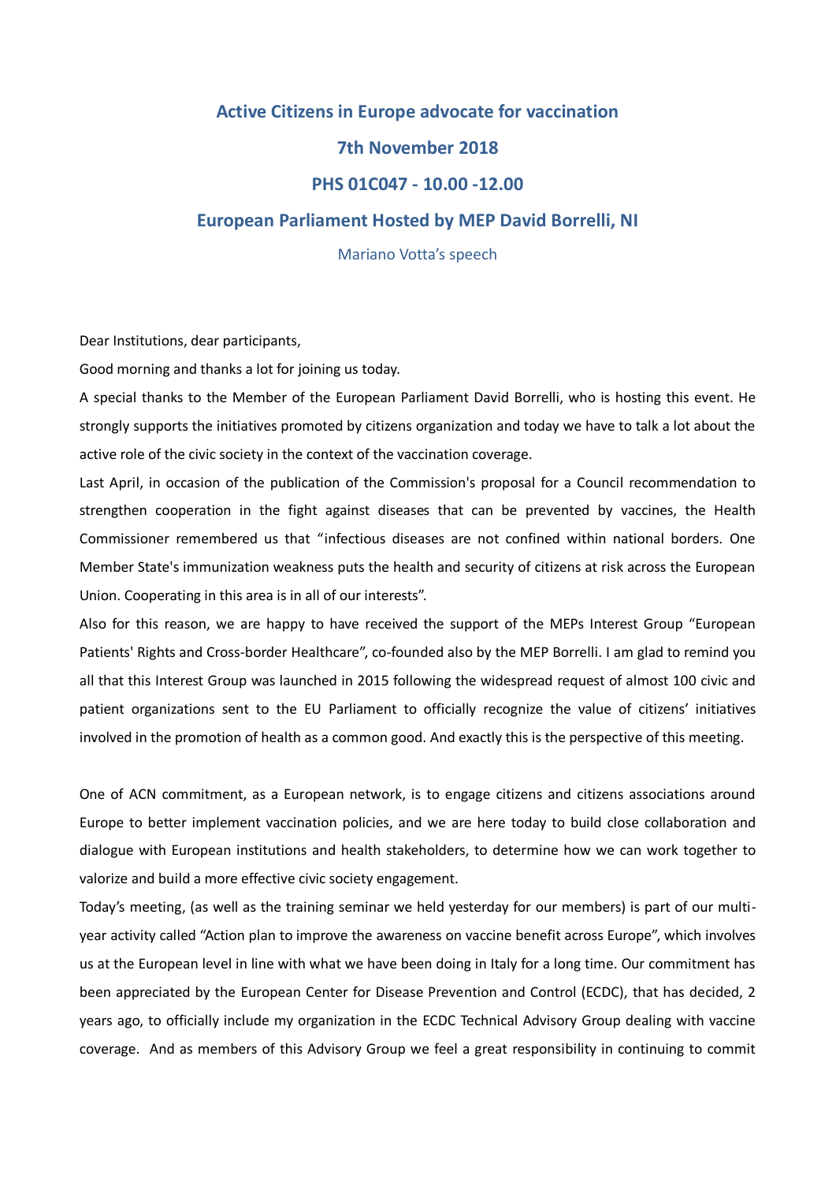# Active Citizens in Europe advocate for vaccination

## 7th November 2018

## PHS 01C047 - 10.00 -12.00

## European Parliament Hosted by MEP David Borrelli, NI

Mariano Votta's speech

Dear Institutions, dear participants,

Good morning and thanks a lot for joining us today.

A special thanks to the Member of the European Parliament David Borrelli, who is hosting this event. He strongly supports the initiatives promoted by citizens organization and today we have to talk a lot about the active role of the civic society in the context of the vaccination coverage.

Last April, in occasion of the publication of the Commission's proposal for a Council recommendation to strengthen cooperation in the fight against diseases that can be prevented by vaccines, the Health Commissioner remembered us that "infectious diseases are not confined within national borders. One Member State's immunization weakness puts the health and security of citizens at risk across the European Union. Cooperating in this area is in all of our interests".

Also for this reason, we are happy to have received the support of the MEPs Interest Group "European Patients' Rights and Cross-border Healthcare", co-founded also by the MEP Borrelli. I am glad to remind you all that this Interest Group was launched in 2015 following the widespread request of almost 100 civic and patient organizations sent to the EU Parliament to officially recognize the value of citizens' initiatives involved in the promotion of health as a common good. And exactly this is the perspective of this meeting.

One of ACN commitment, as a European network, is to engage citizens and citizens associations around Europe to better implement vaccination policies, and we are here today to build close collaboration and dialogue with European institutions and health stakeholders, to determine how we can work together to valorize and build a more effective civic society engagement.

Today's meeting, (as well as the training seminar we held yesterday for our members) is part of our multi-year activity called "Action plan to improve the awareness on vaccine benefit across Europe", which involves us at the European level in line with what we have been doing in Italy for a long time. Our commitment has been appreciated by the European Center for Disease Prevention and Control (ECDC), that has decided, 2 years ago, to officially include my organization in the ECDC Technical Advisory Group dealing with vaccine coverage. And as members of this Advisory Group we feel a great responsibility in continuing to commit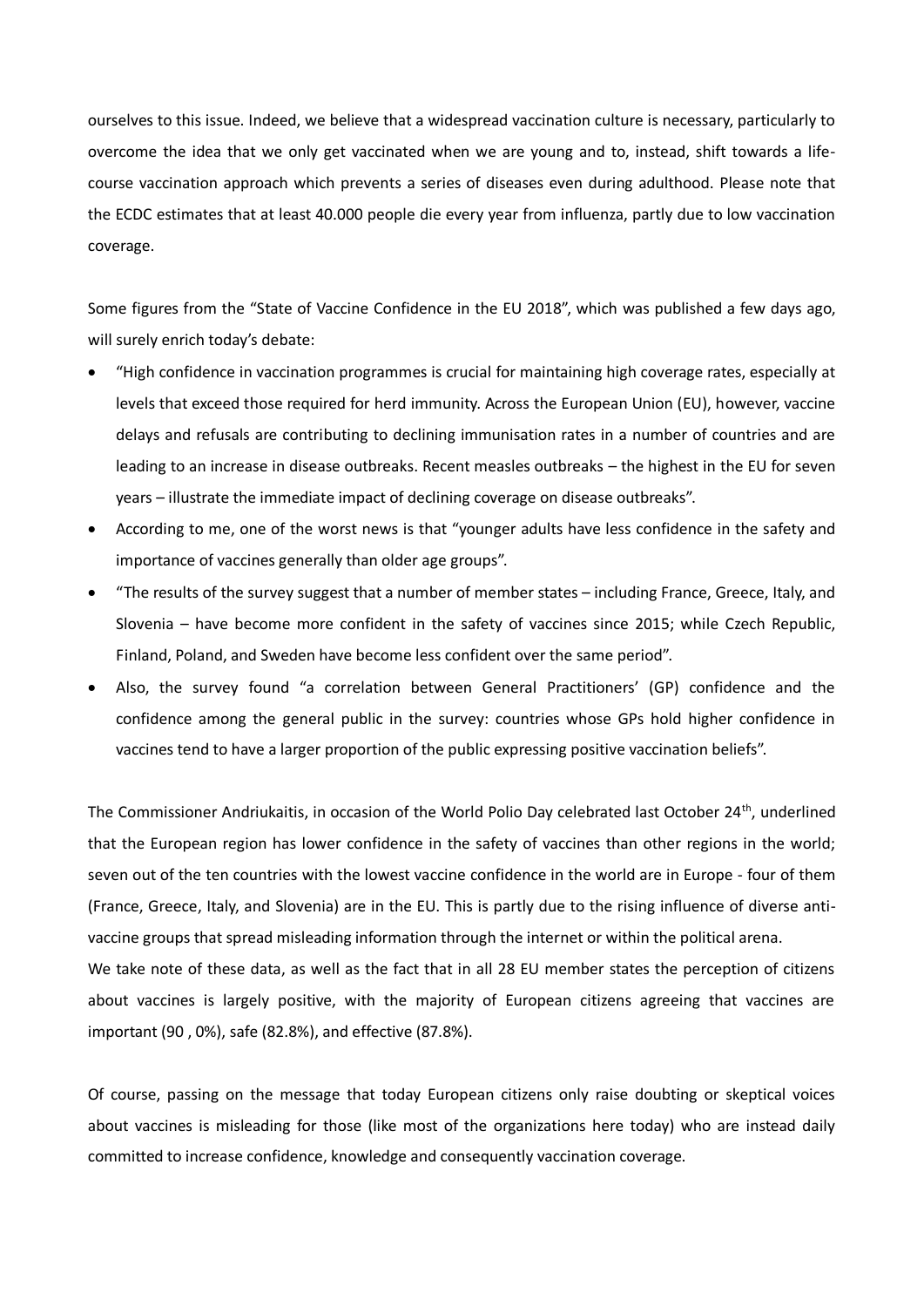ourselves to this issue. Indeed, we believe that a widespread vaccination culture is necessary, particularly to overcome the idea that we only get vaccinated when we are young and to, instead, shift towards a life-course vaccination approach which prevents a series of diseases even during adulthood. Please note that the ECDC estimates that at least 40.000 people die every year from influenza, partly due to low vaccination coverage.

Some figures from the "State of Vaccine Confidence in the EU 2018", which was published a few days ago, will surely enrich today's debate:

- "High confidence in vaccination programmes is crucial for maintaining high coverage rates, especially at levels that exceed those required for herd immunity. Across the European Union (EU), however, vaccine delays and refusals are contributing to declining immunisation rates in a number of countries and are leading to an increase in disease outbreaks. Recent measles outbreaks – the highest in the EU for seven years – illustrate the immediate impact of declining coverage on disease outbreaks".
- According to me, one of the worst news is that "younger adults have less confidence in the safety and importance of vaccines generally than older age groups".
- "The results of the survey suggest that a number of member states – including France, Greece, Italy, and Slovenia – have become more confident in the safety of vaccines since 2015; while Czech Republic, Finland, Poland, and Sweden have become less confident over the same period".
- Also, the survey found "a correlation between General Practitioners' (GP) confidence and the confidence among the general public in the survey: countries whose GPs hold higher confidence in vaccines tend to have a larger proportion of the public expressing positive vaccination beliefs".

The Commissioner Andriukaitis, in occasion of the World Polio Day celebrated last October 24th, underlined that the European region has lower confidence in the safety of vaccines than other regions in the world; seven out of the ten countries with the lowest vaccine confidence in the world are in Europe - four of them (France, Greece, Italy, and Slovenia) are in the EU. This is partly due to the rising influence of diverse anti-vaccine groups that spread misleading information through the internet or within the political arena.

We take note of these data, as well as the fact that in all 28 EU member states the perception of citizens about vaccines is largely positive, with the majority of European citizens agreeing that vaccines are important (90 , 0%), safe (82.8%), and effective (87.8%).

Of course, passing on the message that today European citizens only raise doubting or skeptical voices about vaccines is misleading for those (like most of the organizations here today) who are instead daily committed to increase confidence, knowledge and consequently vaccination coverage.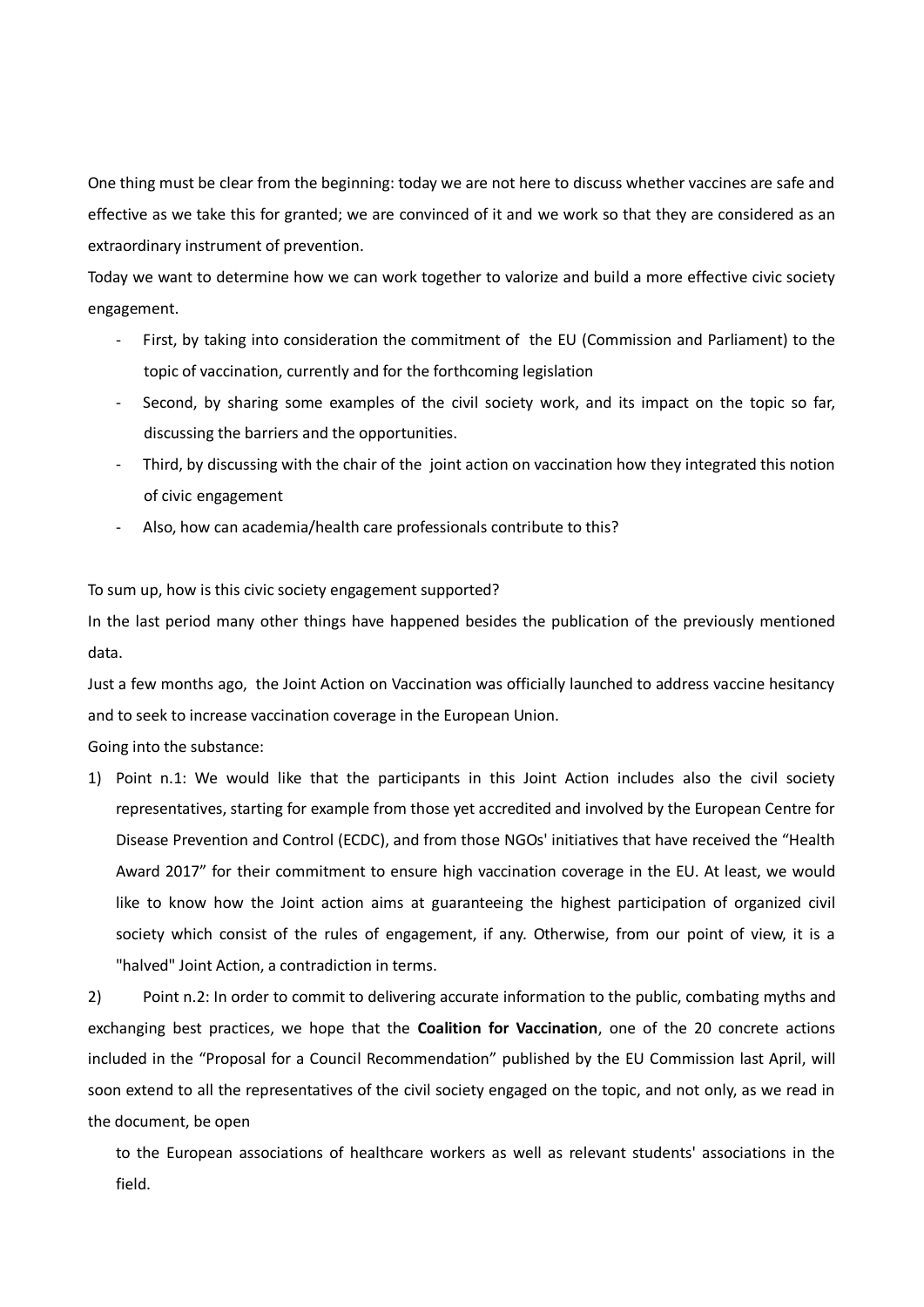One thing must be clear from the beginning: today we are not here to discuss whether vaccines are safe and effective as we take this for granted; we are convinced of it and we work so that they are considered as an extraordinary instrument of prevention.

Today we want to determine how we can work together to valorize and build a more effective civic society engagement.

- First, by taking into consideration the commitment of the EU (Commission and Parliament) to the topic of vaccination, currently and for the forthcoming legislation
- Second, by sharing some examples of the civil society work, and its impact on the topic so far, discussing the barriers and the opportunities.
- Third, by discussing with the chair of the joint action on vaccination how they integrated this notion of civic engagement
- Also, how can academia/health care professionals contribute to this?

To sum up, how is this civic society engagement supported?

In the last period many other things have happened besides the publication of the previously mentioned data.

Just a few months ago, the Joint Action on Vaccination was officially launched to address vaccine hesitancy and to seek to increase vaccination coverage in the European Union.

Going into the substance:

1) Point n.1: We would like that the participants in this Joint Action includes also the civil society representatives, starting for example from those yet accredited and involved by the European Centre for Disease Prevention and Control (ECDC), and from those NGOs' initiatives that have received the "Health Award 2017" for their commitment to ensure high vaccination coverage in the EU. At least, we would like to know how the Joint action aims at guaranteeing the highest participation of organized civil society which consist of the rules of engagement, if any. Otherwise, from our point of view, it is a "halved" Joint Action, a contradiction in terms.

2) Point n.2: In order to commit to delivering accurate information to the public, combating myths and exchanging best practices, we hope that the **Coalition for Vaccination**, one of the 20 concrete actions included in the "Proposal for a Council Recommendation" published by the EU Commission last April, will soon extend to all the representatives of the civil society engaged on the topic, and not only, as we read in the document, be open

   to the European associations of healthcare workers as well as relevant students' associations in the field.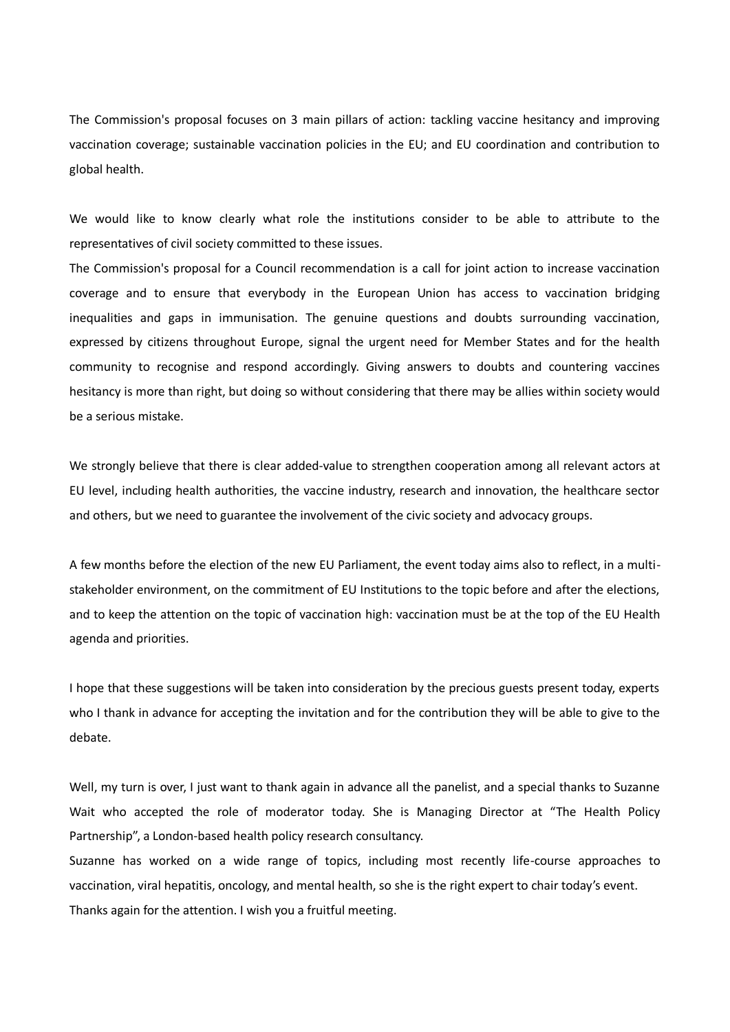The Commission's proposal focuses on 3 main pillars of action: tackling vaccine hesitancy and improving vaccination coverage; sustainable vaccination policies in the EU; and EU coordination and contribution to global health.

We would like to know clearly what role the institutions consider to be able to attribute to the representatives of civil society committed to these issues.

The Commission's proposal for a Council recommendation is a call for joint action to increase vaccination coverage and to ensure that everybody in the European Union has access to vaccination bridging inequalities and gaps in immunisation. The genuine questions and doubts surrounding vaccination, expressed by citizens throughout Europe, signal the urgent need for Member States and for the health community to recognise and respond accordingly. Giving answers to doubts and countering vaccines hesitancy is more than right, but doing so without considering that there may be allies within society would be a serious mistake.

We strongly believe that there is clear added-value to strengthen cooperation among all relevant actors at EU level, including health authorities, the vaccine industry, research and innovation, the healthcare sector and others, but we need to guarantee the involvement of the civic society and advocacy groups.

A few months before the election of the new EU Parliament, the event today aims also to reflect, in a multi-stakeholder environment, on the commitment of EU Institutions to the topic before and after the elections, and to keep the attention on the topic of vaccination high: vaccination must be at the top of the EU Health agenda and priorities.

I hope that these suggestions will be taken into consideration by the precious guests present today, experts who I thank in advance for accepting the invitation and for the contribution they will be able to give to the debate.

Well, my turn is over, I just want to thank again in advance all the panelist, and a special thanks to Suzanne Wait who accepted the role of moderator today. She is Managing Director at "The Health Policy Partnership", a London-based health policy research consultancy.

Suzanne has worked on a wide range of topics, including most recently life-course approaches to vaccination, viral hepatitis, oncology, and mental health, so she is the right expert to chair today's event.

Thanks again for the attention. I wish you a fruitful meeting.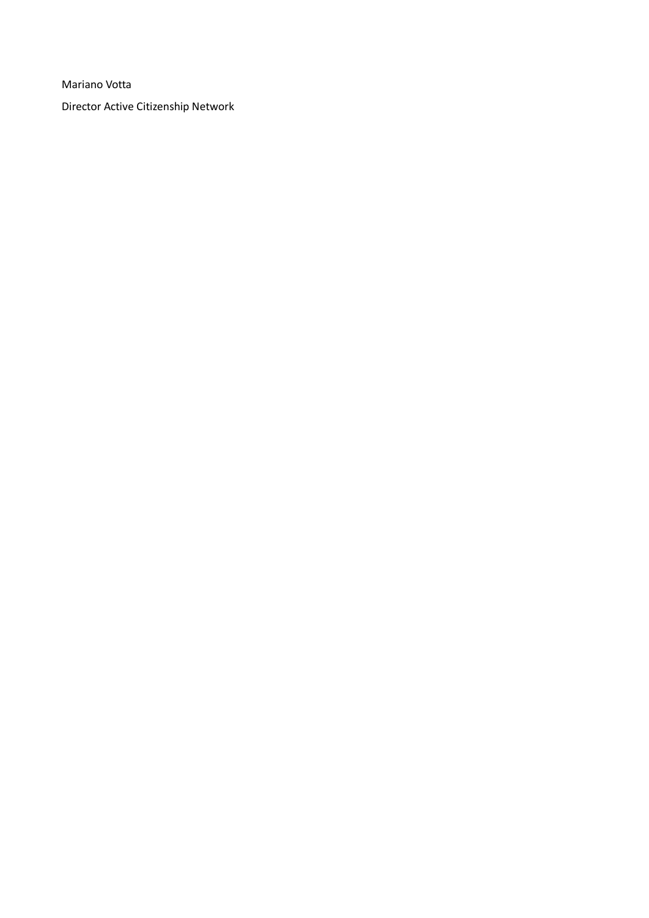Mariano Votta

Director Active Citizenship Network